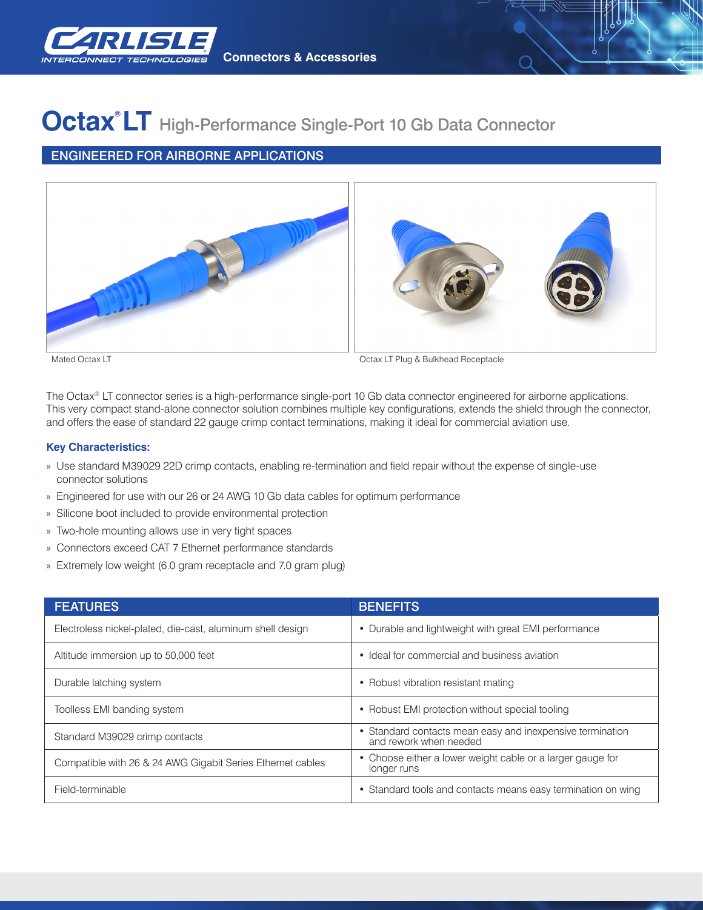Connectors & Accessories

# Octax® LT High-Performance Single-Port 10 Gb Data Connector

## ENGINEERED FOR AIRBORNE APPLICATIONS

Mated Octax LT

Octax LT Plug & Bulkhead Receptacle

The Octax® LT connector series is a high-performance single-port 10 Gb data connector engineered for airborne applications. This very compact stand-alone connector solution combines multiple key configurations, extends the shield through the connector, and offers the ease of standard 22 gauge crimp contact terminations, making it ideal for commercial aviation use.

### Key Characteristics:

- Use standard M39029 22D crimp contacts, enabling re-termination and field repair without the expense of single-use connector solutions
- Engineered for use with our 26 or 24 AWG 10 Gb data cables for optimum performance
- Silicone boot included to provide environmental protection
- Two-hole mounting allows use in very tight spaces
- Connectors exceed CAT 7 Ethernet performance standards
- Extremely low weight (6.0 gram receptacle and 7.0 gram plug)

| FEATURES | BENEFITS |
|---|---|
| Electroless nickel-plated, die-cast, aluminum shell design | • Durable and lightweight with great EMI performance |
| Altitude immersion up to 50,000 feet | • Ideal for commercial and business aviation |
| Durable latching system | • Robust vibration resistant mating |
| Toolless EMI banding system | • Robust EMI protection without special tooling |
| Standard M39029 crimp contacts | • Standard contacts mean easy and inexpensive termination and rework when needed |
| Compatible with 26 & 24 AWG Gigabit Series Ethernet cables | • Choose either a lower weight cable or a larger gauge for longer runs |
| Field-terminable | • Standard tools and contacts means easy termination on wing |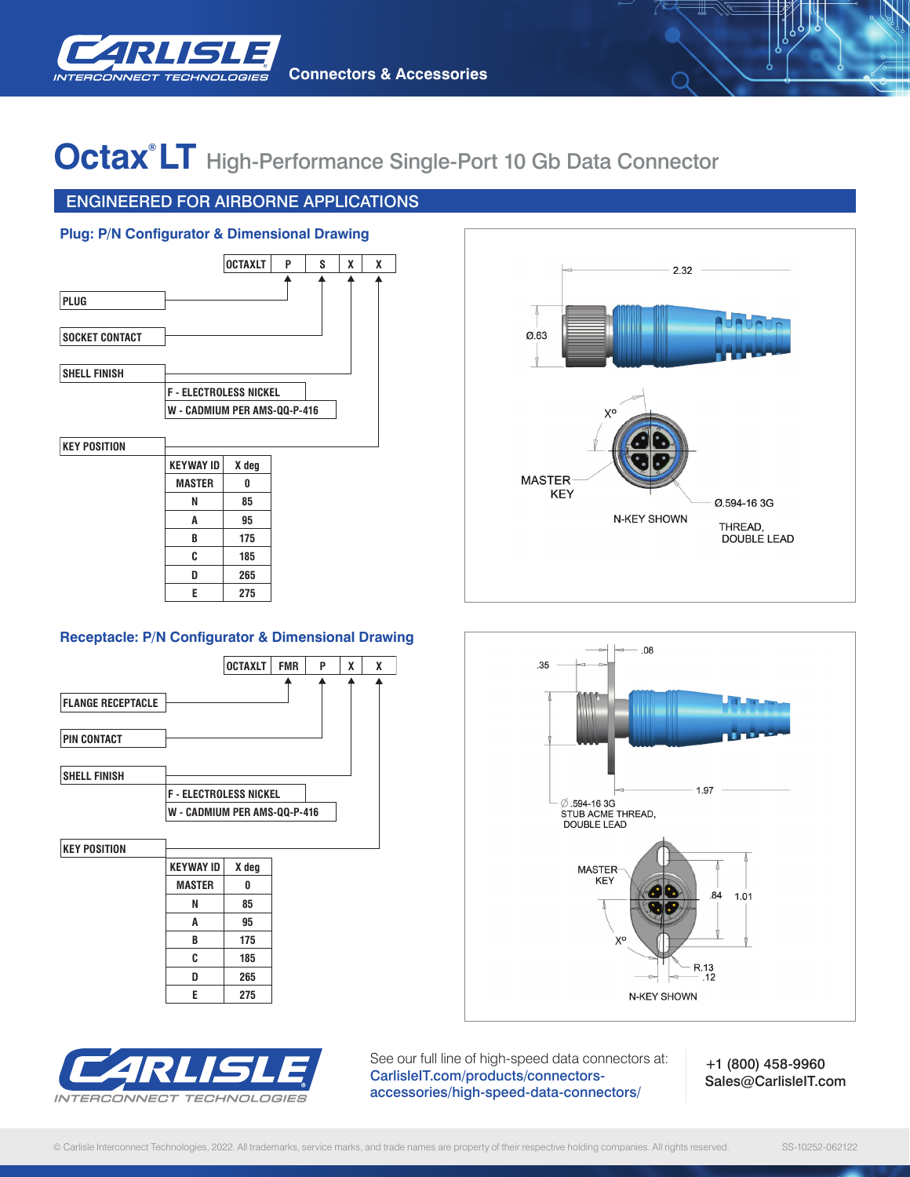# Octax® LT High-Performance Single-Port 10 Gb Data Connector

## ENGINEERED FOR AIRBORNE APPLICATIONS

### Plug: P/N Configurator & Dimensional Drawing

| OCTAXLT | P | S | X | X |
|---|---|---|---|---|

- PLUG
- SOCKET CONTACT
- SHELL FINISH
  - F - ELECTROLESS NICKEL
  - W - CADMIUM PER AMS-QQ-P-416
- KEY POSITION

| KEYWAY ID | X deg |
|---|---|
| MASTER | 0 |
| N | 85 |
| A | 95 |
| B | 175 |
| C | 185 |
| D | 265 |
| E | 275 |

2.32

Ø.63

X°

MASTER KEY

N-KEY SHOWN

Ø.594-16 3G THREAD, DOUBLE LEAD

### Receptacle: P/N Configurator & Dimensional Drawing

| OCTAXLT | FMR | P | X | X |
|---|---|---|---|---|

- FLANGE RECEPTACLE
- PIN CONTACT
- SHELL FINISH
  - F - ELECTROLESS NICKEL
  - W - CADMIUM PER AMS-QQ-P-416
- KEY POSITION

| KEYWAY ID | X deg |
|---|---|
| MASTER | 0 |
| N | 85 |
| A | 95 |
| B | 175 |
| C | 185 |
| D | 265 |
| E | 275 |

.08

.35

1.97

Ø .594-16 3G STUB ACME THREAD, DOUBLE LEAD

MASTER KEY

.84

1.01

X°

R.13

.12

N-KEY SHOWN

See our full line of high-speed data connectors at:
CarlisleIT.com/products/connectors-accessories/high-speed-data-connectors/

+1 (800) 458-9960
Sales@CarlisleIT.com

© Carlisle Interconnect Technologies. 2022. All trademarks, service marks, and trade names are property of their respective holding companies. All rights reserved.

SS-10252-062122